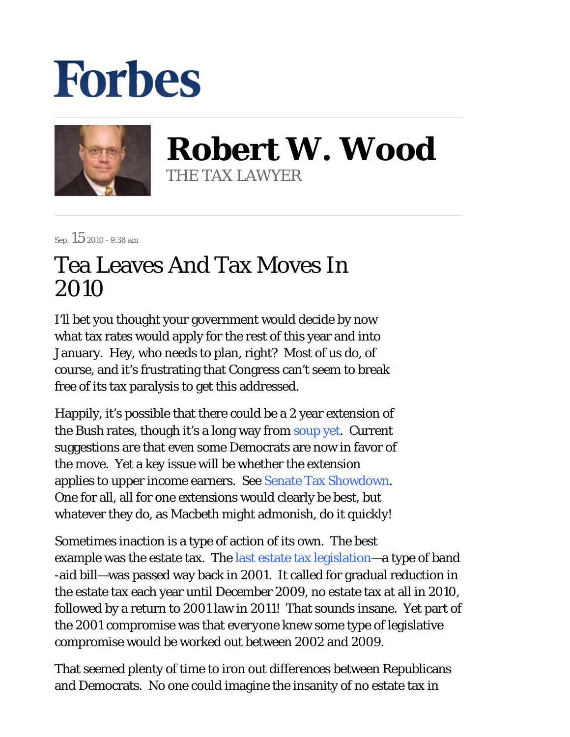# Forbes

**Robert W. Wood**
THE TAX LAWYER

Sep. 15 2010 - 9:38 am

## Tea Leaves And Tax Moves In 2010

I'll bet you thought your government would decide by now what tax rates would apply for the rest of this year and into January. Hey, who needs to plan, right? Most of us do, of course, and it's frustrating that Congress can't seem to break free of its tax paralysis to get this addressed.

Happily, it's possible that there could be a 2 year extension of the Bush rates, though it's a long way from soup yet. Current suggestions are that even some Democrats are now in favor of the move. Yet a key issue will be whether the extension applies to upper income earners. See Senate Tax Showdown. One for all, all for one extensions would clearly be best, but whatever they do, as Macbeth might admonish, do it quickly!

Sometimes inaction is a type of action of its own. The best example was the estate tax. The last estate tax legislation—a type of band-aid bill—was passed way back in 2001. It called for gradual reduction in the estate tax each year until December 2009, no estate tax at all in 2010, followed by a return to 2001 law in 2011! That sounds insane. Yet part of the 2001 compromise was that everyone knew some type of legislative compromise would be worked out between 2002 and 2009.

That seemed plenty of time to iron out differences between Republicans and Democrats. No one could imagine the insanity of no estate tax in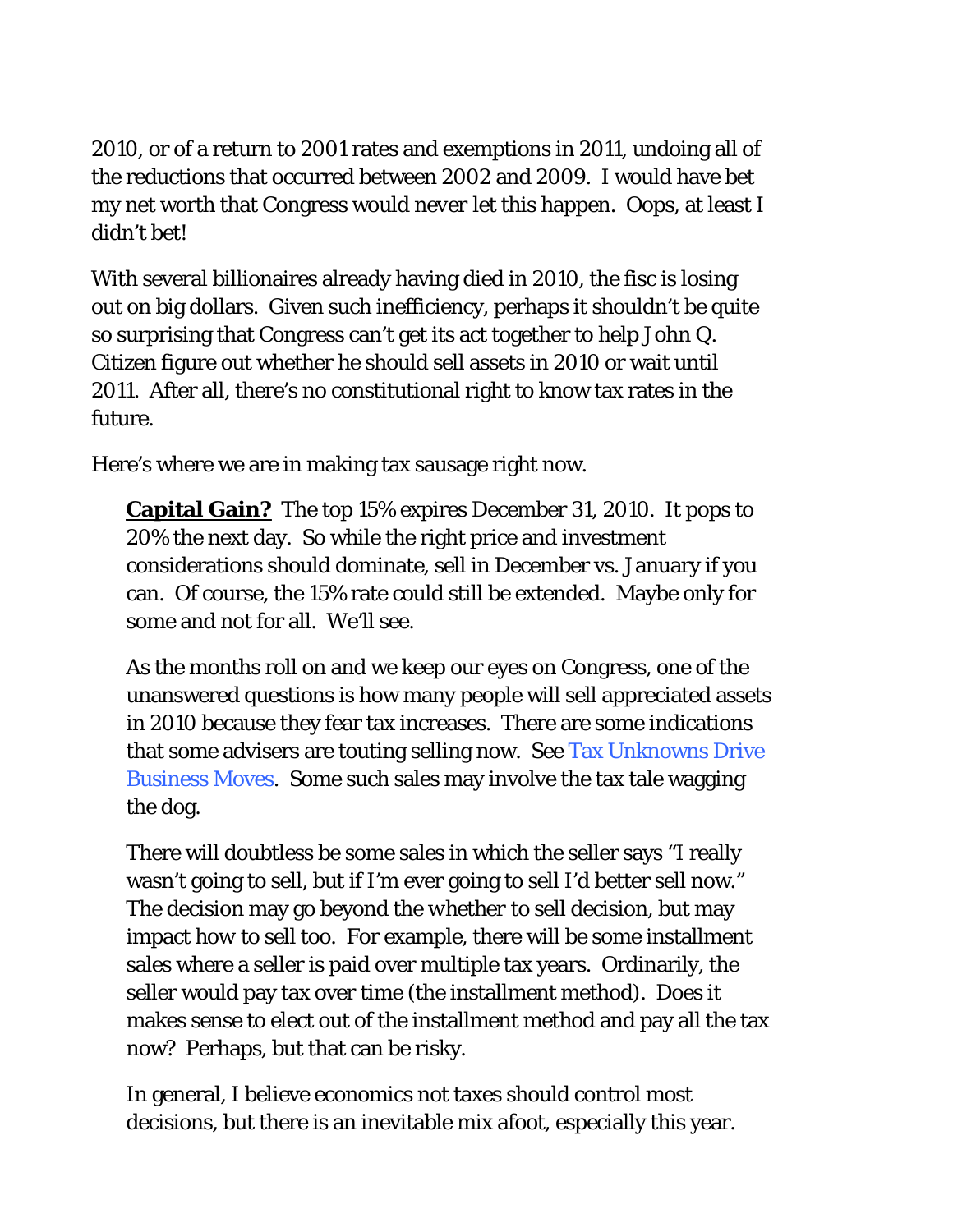2010, or of a return to 2001 rates and exemptions in 2011, undoing all of the reductions that occurred between 2002 and 2009. I would have bet my net worth that Congress would never let this happen. Oops, at least I didn't bet!

With several billionaires already having died in 2010, the fisc is losing out on big dollars. Given such inefficiency, perhaps it shouldn't be quite so surprising that Congress can't get its act together to help John Q. Citizen figure out whether he should sell assets in 2010 or wait until 2011. After all, there's no constitutional right to know tax rates in the future.

Here's where we are in making tax sausage right now.

> **Capital Gain?** The top 15% expires December 31, 2010. It pops to 20% the next day. So while the right price and investment considerations should dominate, sell in December vs. January if you can. Of course, the 15% rate could still be extended. Maybe only for some and not for all. We'll see.
>
> As the months roll on and we keep our eyes on Congress, one of the unanswered questions is how many people will sell appreciated assets in 2010 because they fear tax increases. There are some indications that some advisers are touting selling now. See Tax Unknowns Drive Business Moves. Some such sales may involve the tax tale wagging the dog.
>
> There will doubtless be some sales in which the seller says "I really wasn't going to sell, but if I'm ever going to sell I'd better sell now." The decision may go beyond the whether to sell decision, but may impact how to sell too. For example, there will be some installment sales where a seller is paid over multiple tax years. Ordinarily, the seller would pay tax over time (the installment method). Does it makes sense to elect out of the installment method and pay all the tax now? Perhaps, but that can be risky.
>
> In general, I believe economics not taxes should control most decisions, but there is an inevitable mix afoot, especially this year.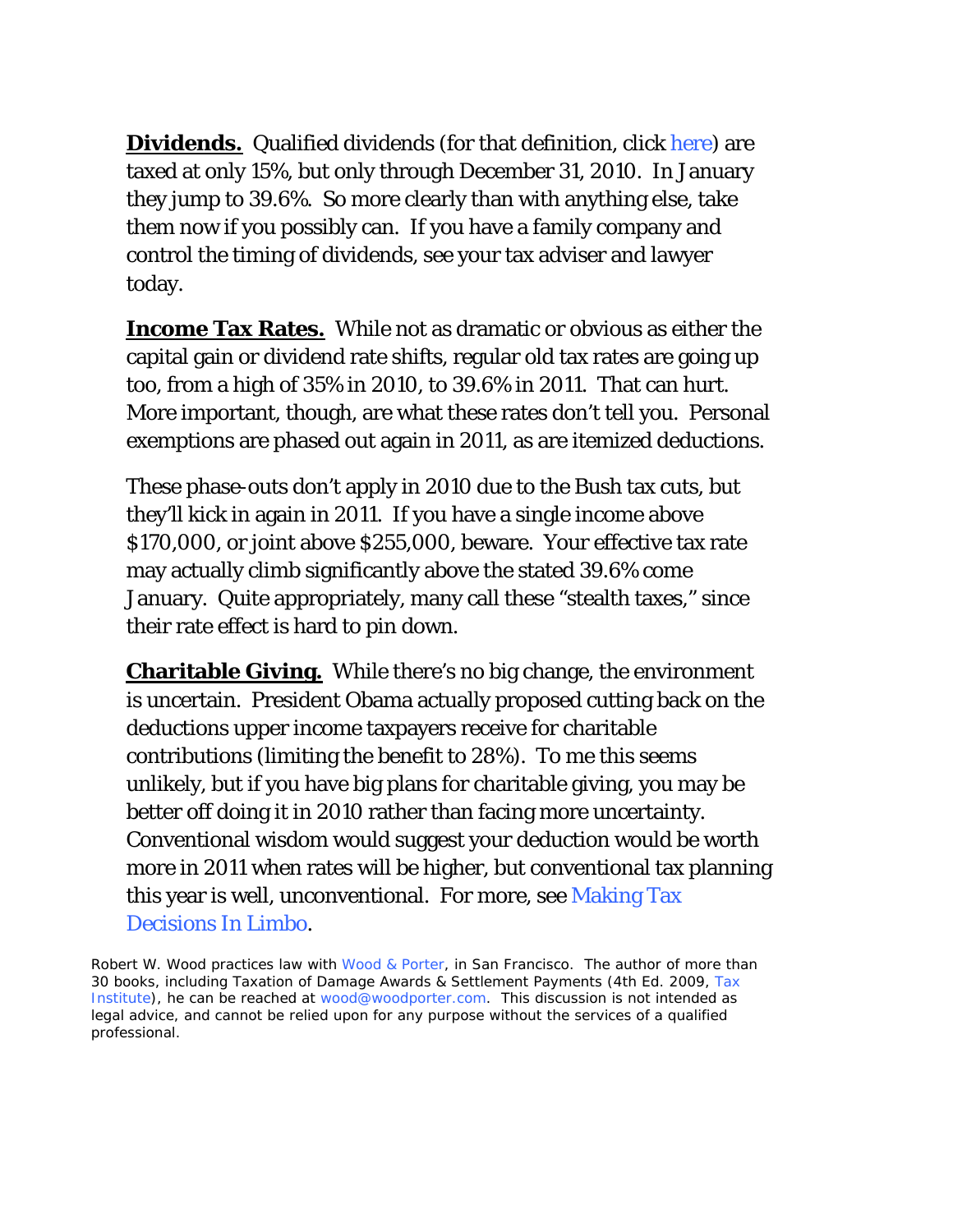**Dividends.** Qualified dividends (for that definition, click here) are taxed at only 15%, but only through December 31, 2010. In January they jump to 39.6%. So more clearly than with anything else, take them now if you possibly can. If you have a family company and control the timing of dividends, see your tax adviser and lawyer today.

**Income Tax Rates.** While not as dramatic or obvious as either the capital gain or dividend rate shifts, regular old tax rates are going up too, from a high of 35% in 2010, to 39.6% in 2011. That can hurt. More important, though, are what these rates don't tell you. Personal exemptions are phased out again in 2011, as are itemized deductions.

These phase-outs don't apply in 2010 due to the Bush tax cuts, but they'll kick in again in 2011. If you have a single income above $170,000, or joint above $255,000, beware. Your effective tax rate may actually climb significantly above the stated 39.6% come January. Quite appropriately, many call these "stealth taxes," since their rate effect is hard to pin down.

**Charitable Giving.** While there's no big change, the environment is uncertain. President Obama actually proposed cutting back on the deductions upper income taxpayers receive for charitable contributions (limiting the benefit to 28%). To me this seems unlikely, but if you have big plans for charitable giving, you may be better off doing it in 2010 rather than facing more uncertainty. Conventional wisdom would suggest your deduction would be worth more in 2011 when rates will be higher, but conventional tax planning this year is well, unconventional. For more, see Making Tax Decisions In Limbo.

Robert W. Wood practices law with Wood & Porter, in San Francisco. The author of more than 30 books, including Taxation of Damage Awards & Settlement Payments (4th Ed. 2009, Tax Institute), he can be reached at wood@woodporter.com. This discussion is not intended as legal advice, and cannot be relied upon for any purpose without the services of a qualified professional.